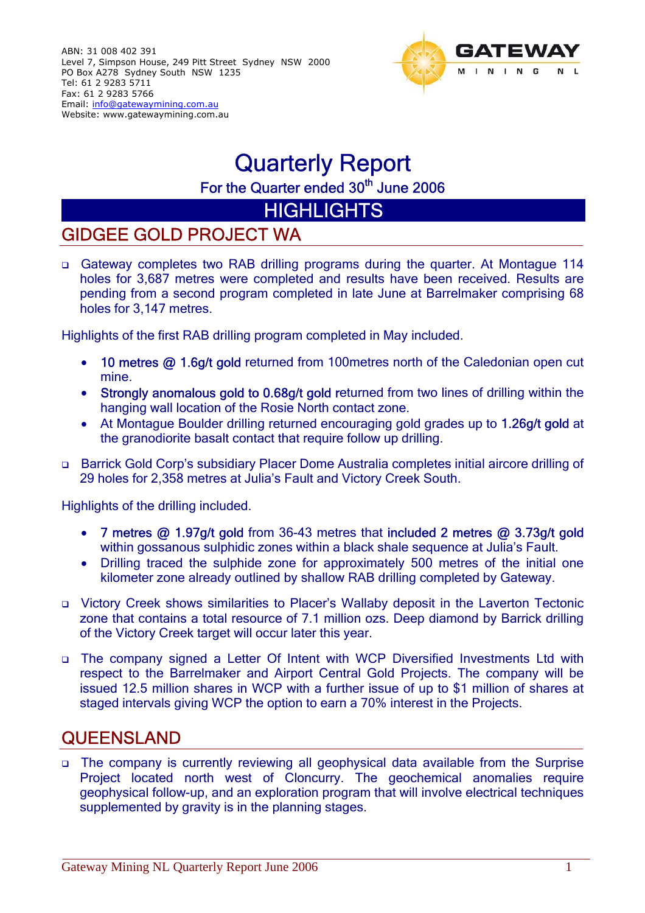ABN: 31 008 402 391
Level 7, Simpson House, 249 Pitt Street Sydney NSW 2000
PO Box A278 Sydney South NSW 1235
Tel: 61 2 9283 5711
Fax: 61 2 9283 5766
Email: info@gatewaymining.com.au
Website: www.gatewaymining.com.au

GATEWAY MINING NL

# Quarterly Report

For the Quarter ended 30th June 2006

## HIGHLIGHTS

## GIDGEE GOLD PROJECT WA

- Gateway completes two RAB drilling programs during the quarter. At Montague 114 holes for 3,687 metres were completed and results have been received. Results are pending from a second program completed in late June at Barrelmaker comprising 68 holes for 3,147 metres.

Highlights of the first RAB drilling program completed in May included.

- **10 metres @ 1.6g/t gold** returned from 100metres north of the Caledonian open cut mine.
- **Strongly anomalous gold to 0.68g/t gold** returned from two lines of drilling within the hanging wall location of the Rosie North contact zone.
- At Montague Boulder drilling returned encouraging gold grades up to **1.26g/t gold** at the granodiorite basalt contact that require follow up drilling.

- Barrick Gold Corp's subsidiary Placer Dome Australia completes initial aircore drilling of 29 holes for 2,358 metres at Julia's Fault and Victory Creek South.

Highlights of the drilling included.

- **7 metres @ 1.97g/t gold** from 36-43 metres that **included 2 metres @ 3.73g/t gold** within gossanous sulphidic zones within a black shale sequence at Julia's Fault.
- Drilling traced the sulphide zone for approximately 500 metres of the initial one kilometer zone already outlined by shallow RAB drilling completed by Gateway.

- Victory Creek shows similarities to Placer's Wallaby deposit in the Laverton Tectonic zone that contains a total resource of 7.1 million ozs. Deep diamond by Barrick drilling of the Victory Creek target will occur later this year.

- The company signed a Letter Of Intent with WCP Diversified Investments Ltd with respect to the Barrelmaker and Airport Central Gold Projects. The company will be issued 12.5 million shares in WCP with a further issue of up to $1 million of shares at staged intervals giving WCP the option to earn a 70% interest in the Projects.

## QUEENSLAND

- The company is currently reviewing all geophysical data available from the Surprise Project located north west of Cloncurry. The geochemical anomalies require geophysical follow-up, and an exploration program that will involve electrical techniques supplemented by gravity is in the planning stages.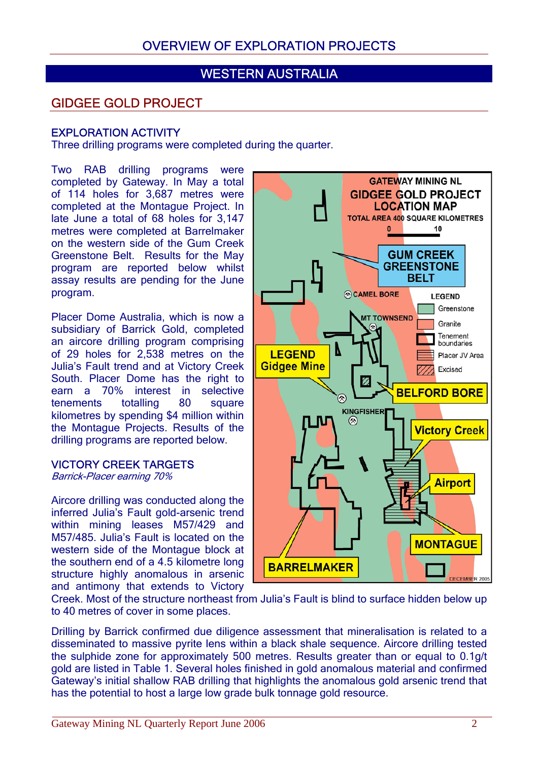# OVERVIEW OF EXPLORATION PROJECTS

## WESTERN AUSTRALIA

## GIDGEE GOLD PROJECT

### EXPLORATION ACTIVITY

Three drilling programs were completed during the quarter.

Two RAB drilling programs were completed by Gateway. In May a total of 114 holes for 3,687 metres were completed at the Montague Project. In late June a total of 68 holes for 3,147 metres were completed at Barrelmaker on the western side of the Gum Creek Greenstone Belt. Results for the May program are reported below whilst assay results are pending for the June program.

Placer Dome Australia, which is now a subsidiary of Barrick Gold, completed an aircore drilling program comprising of 29 holes for 2,538 metres on the Julia's Fault trend and at Victory Creek South. Placer Dome has the right to earn a 70% interest in selective tenements totalling 80 square kilometres by spending $4 million within the Montague Projects. Results of the drilling programs are reported below.

GATEWAY MINING NL
GIDGEE GOLD PROJECT
LOCATION MAP
TOTAL AREA 400 SQUARE KILOMETRES
0 10
GUM CREEK GREENSTONE BELT
CAMEL BORE
LEGEND
Greenstone
Granite
Tenement boundaries
Placer JV Area
Excised
MT TOWNSEND
LEGEND Gidgee Mine
BELFORD BORE
KINGFISHER
Victory Creek
Airport
MONTAGUE
BARRELMAKER
DECEMBER 2005

### VICTORY CREEK TARGETS

*Barrick-Placer earning 70%*

Aircore drilling was conducted along the inferred Julia's Fault gold-arsenic trend within mining leases M57/429 and M57/485. Julia's Fault is located on the western side of the Montague block at the southern end of a 4.5 kilometre long structure highly anomalous in arsenic and antimony that extends to Victory Creek. Most of the structure northeast from Julia's Fault is blind to surface hidden below up to 40 metres of cover in some places.

Drilling by Barrick confirmed due diligence assessment that mineralisation is related to a disseminated to massive pyrite lens within a black shale sequence. Aircore drilling tested the sulphide zone for approximately 500 metres. Results greater than or equal to 0.1g/t gold are listed in Table 1. Several holes finished in gold anomalous material and confirmed Gateway's initial shallow RAB drilling that highlights the anomalous gold arsenic trend that has the potential to host a large low grade bulk tonnage gold resource.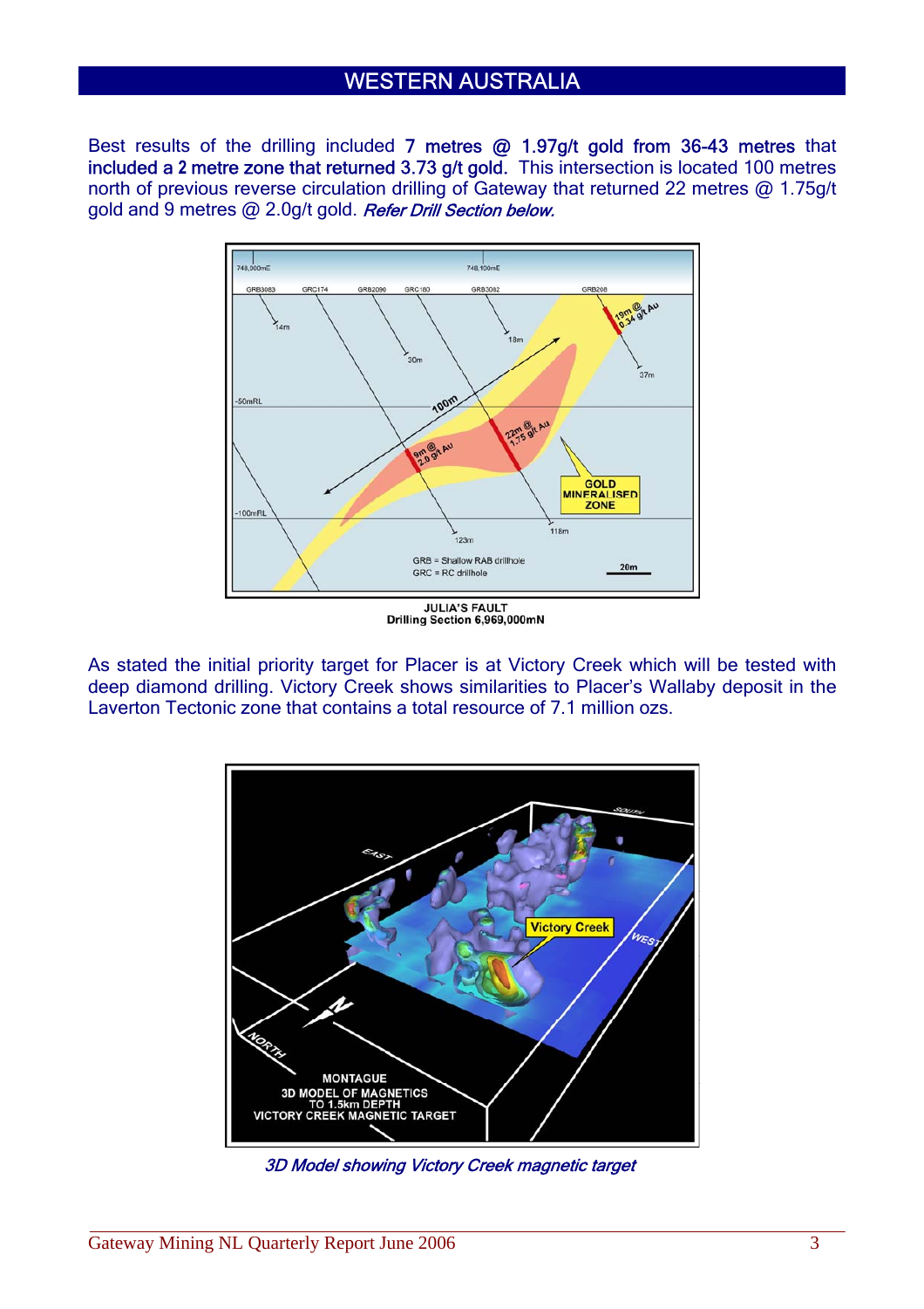## WESTERN AUSTRALIA

Best results of the drilling included **7 metres @ 1.97g/t gold from 36-43 metres** that **included a 2 metre zone that returned 3.73 g/t gold.** This intersection is located 100 metres north of previous reverse circulation drilling of Gateway that returned 22 metres @ 1.75g/t gold and 9 metres @ 2.0g/t gold. ***Refer Drill Section below.***

748,000mE
748,100mE
GRB3083
GRC174
GRB2090
GRC180
GRB3082
GRB208
14m
30m
18m
19m @ 0.34 g/t Au
37m
-50mRL
100m
9m @ 2.0 g/t Au
22m @ 1.75 g/t Au
GOLD MINERALISED ZONE
-100mRL
123m
118m
GRB = Shallow RAB drillhole
GRC = RC drillhole
20m

**JULIA'S FAULT**
**Drilling Section 6,969,000mN**

As stated the initial priority target for Placer is at Victory Creek which will be tested with deep diamond drilling. Victory Creek shows similarities to Placer's Wallaby deposit in the Laverton Tectonic zone that contains a total resource of 7.1 million ozs.

SOUTH
EAST
WEST
Victory Creek
N
NORTH
MONTAGUE
3D MODEL OF MAGNETICS
TO 1.5km DEPTH
VICTORY CREEK MAGNETIC TARGET

***3D Model showing Victory Creek magnetic target***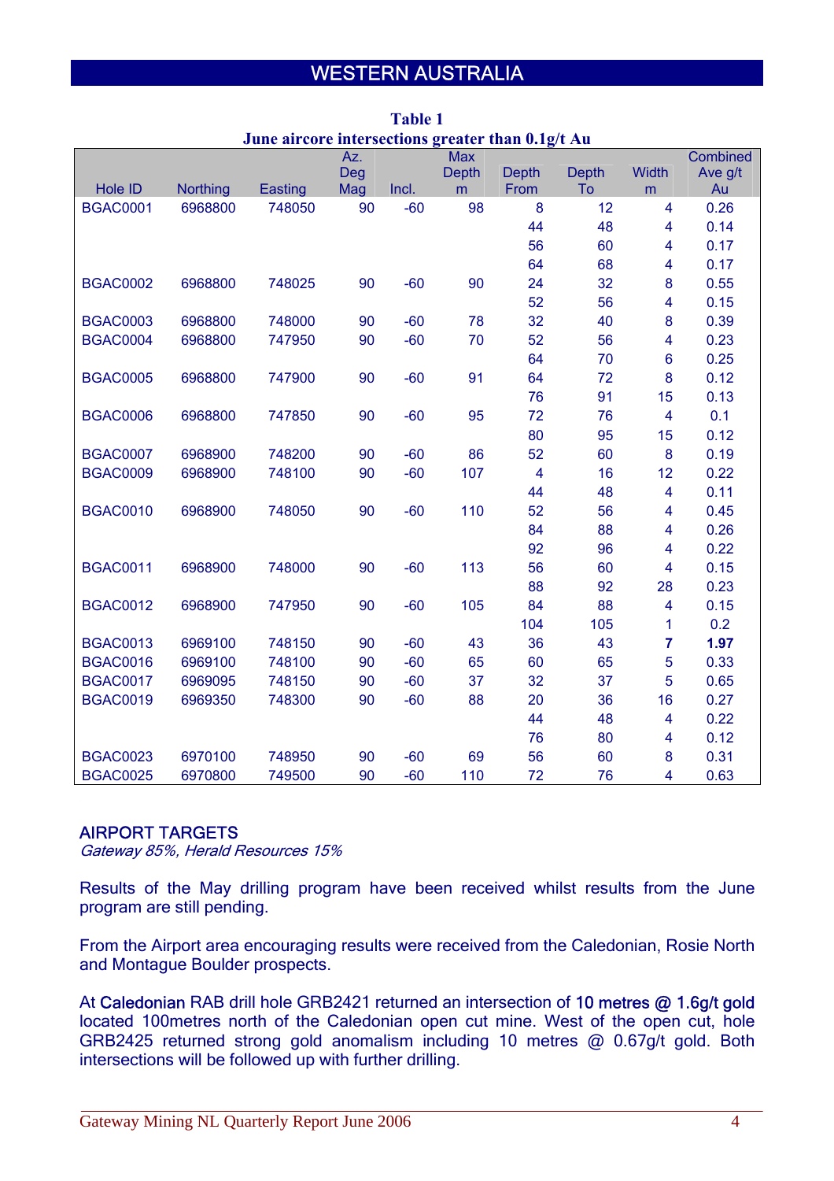## WESTERN AUSTRALIA

**Table 1**
**June aircore intersections greater than 0.1g/t Au**

| Hole ID | Northing | Easting | Az. Deg Mag | Incl. | Max Depth m | Depth From | Depth To | Width m | Combined Ave g/t Au |
|---|---|---|---|---|---|---|---|---|---|
| BGAC0001 | 6968800 | 748050 | 90 | -60 | 98 | 8 | 12 | 4 | 0.26 |
| | | | | | | 44 | 48 | 4 | 0.14 |
| | | | | | | 56 | 60 | 4 | 0.17 |
| | | | | | | 64 | 68 | 4 | 0.17 |
| BGAC0002 | 6968800 | 748025 | 90 | -60 | 90 | 24 | 32 | 8 | 0.55 |
| | | | | | | 52 | 56 | 4 | 0.15 |
| BGAC0003 | 6968800 | 748000 | 90 | -60 | 78 | 32 | 40 | 8 | 0.39 |
| BGAC0004 | 6968800 | 747950 | 90 | -60 | 70 | 52 | 56 | 4 | 0.23 |
| | | | | | | 64 | 70 | 6 | 0.25 |
| BGAC0005 | 6968800 | 747900 | 90 | -60 | 91 | 64 | 72 | 8 | 0.12 |
| | | | | | | 76 | 91 | 15 | 0.13 |
| BGAC0006 | 6968800 | 747850 | 90 | -60 | 95 | 72 | 76 | 4 | 0.1 |
| | | | | | | 80 | 95 | 15 | 0.12 |
| BGAC0007 | 6968900 | 748200 | 90 | -60 | 86 | 52 | 60 | 8 | 0.19 |
| BGAC0009 | 6968900 | 748100 | 90 | -60 | 107 | 4 | 16 | 12 | 0.22 |
| | | | | | | 44 | 48 | 4 | 0.11 |
| BGAC0010 | 6968900 | 748050 | 90 | -60 | 110 | 52 | 56 | 4 | 0.45 |
| | | | | | | 84 | 88 | 4 | 0.26 |
| | | | | | | 92 | 96 | 4 | 0.22 |
| BGAC0011 | 6968900 | 748000 | 90 | -60 | 113 | 56 | 60 | 4 | 0.15 |
| | | | | | | 88 | 92 | 28 | 0.23 |
| BGAC0012 | 6968900 | 747950 | 90 | -60 | 105 | 84 | 88 | 4 | 0.15 |
| | | | | | | 104 | 105 | 1 | 0.2 |
| BGAC0013 | 6969100 | 748150 | 90 | -60 | 43 | 36 | 43 | **7** | **1.97** |
| BGAC0016 | 6969100 | 748100 | 90 | -60 | 65 | 60 | 65 | 5 | 0.33 |
| BGAC0017 | 6969095 | 748150 | 90 | -60 | 37 | 32 | 37 | 5 | 0.65 |
| BGAC0019 | 6969350 | 748300 | 90 | -60 | 88 | 20 | 36 | 16 | 0.27 |
| | | | | | | 44 | 48 | 4 | 0.22 |
| | | | | | | 76 | 80 | 4 | 0.12 |
| BGAC0023 | 6970100 | 748950 | 90 | -60 | 69 | 56 | 60 | 8 | 0.31 |
| BGAC0025 | 6970800 | 749500 | 90 | -60 | 110 | 72 | 76 | 4 | 0.63 |

### AIRPORT TARGETS

*Gateway 85%, Herald Resources 15%*

Results of the May drilling program have been received whilst results from the June program are still pending.

From the Airport area encouraging results were received from the Caledonian, Rosie North and Montague Boulder prospects.

At Caledonian RAB drill hole GRB2421 returned an intersection of 10 metres @ 1.6g/t gold located 100metres north of the Caledonian open cut mine. West of the open cut, hole GRB2425 returned strong gold anomalism including 10 metres @ 0.67g/t gold. Both intersections will be followed up with further drilling.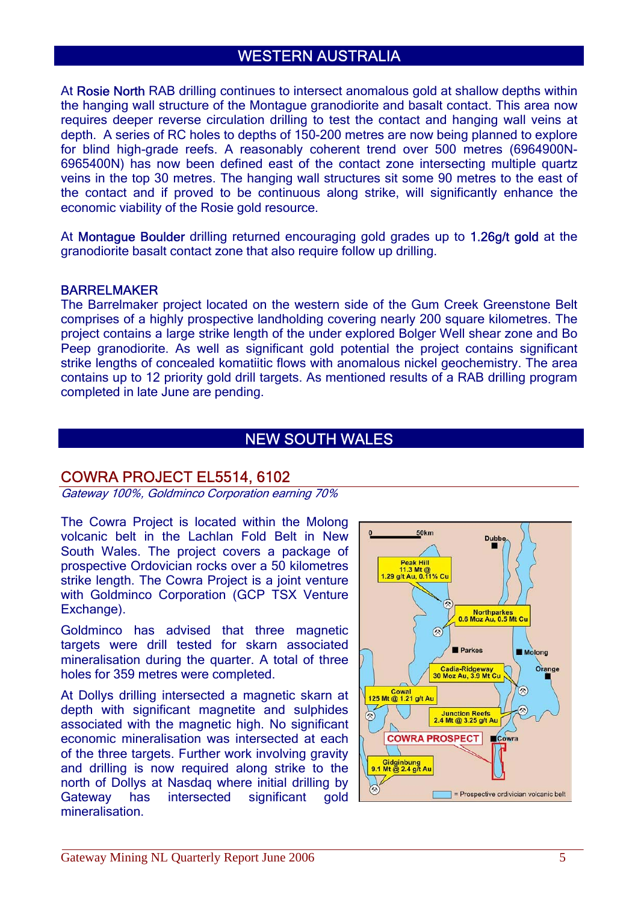## WESTERN AUSTRALIA

At Rosie North RAB drilling continues to intersect anomalous gold at shallow depths within the hanging wall structure of the Montague granodiorite and basalt contact. This area now requires deeper reverse circulation drilling to test the contact and hanging wall veins at depth. A series of RC holes to depths of 150-200 metres are now being planned to explore for blind high-grade reefs. A reasonably coherent trend over 500 metres (6964900N-6965400N) has now been defined east of the contact zone intersecting multiple quartz veins in the top 30 metres. The hanging wall structures sit some 90 metres to the east of the contact and if proved to be continuous along strike, will significantly enhance the economic viability of the Rosie gold resource.

At Montague Boulder drilling returned encouraging gold grades up to 1.26g/t gold at the granodiorite basalt contact zone that also require follow up drilling.

### BARRELMAKER

The Barrelmaker project located on the western side of the Gum Creek Greenstone Belt comprises of a highly prospective landholding covering nearly 200 square kilometres. The project contains a large strike length of the under explored Bolger Well shear zone and Bo Peep granodiorite. As well as significant gold potential the project contains significant strike lengths of concealed komatiitic flows with anomalous nickel geochemistry. The area contains up to 12 priority gold drill targets. As mentioned results of a RAB drilling program completed in late June are pending.

## NEW SOUTH WALES

### COWRA PROJECT EL5514, 6102

*Gateway 100%, Goldminco Corporation earning 70%*

The Cowra Project is located within the Molong volcanic belt in the Lachlan Fold Belt in New South Wales. The project covers a package of prospective Ordovician rocks over a 50 kilometres strike length. The Cowra Project is a joint venture with Goldminco Corporation (GCP TSX Venture Exchange).

Goldminco has advised that three magnetic targets were drill tested for skarn associated mineralisation during the quarter. A total of three holes for 359 metres were completed.

At Dollys drilling intersected a magnetic skarn at depth with significant magnetite and sulphides associated with the magnetic high. No significant economic mineralisation was intersected at each of the three targets. Further work involving gravity and drilling is now required along strike to the north of Dollys at Nasdaq where initial drilling by Gateway has intersected significant gold mineralisation.

0 50km
Dubbo
Peak Hill 11.3 Mt @ 1.29 g/t Au, 0.11% Cu
Northparkes 0.6 Moz Au, 0.5 Mt Cu
Parkes
Molong
Orange
Cadia-Ridgeway 30 Moz Au, 3.9 Mt Cu
Cowal 125 Mt @ 1.21 g/t Au
Junction Reefs 2.4 Mt @ 3.25 g/t Au
COWRA PROSPECT
Cowra
Gidginbung 9.1 Mt @ 2.4 g/t Au
= Prospective ordivician volcanic belt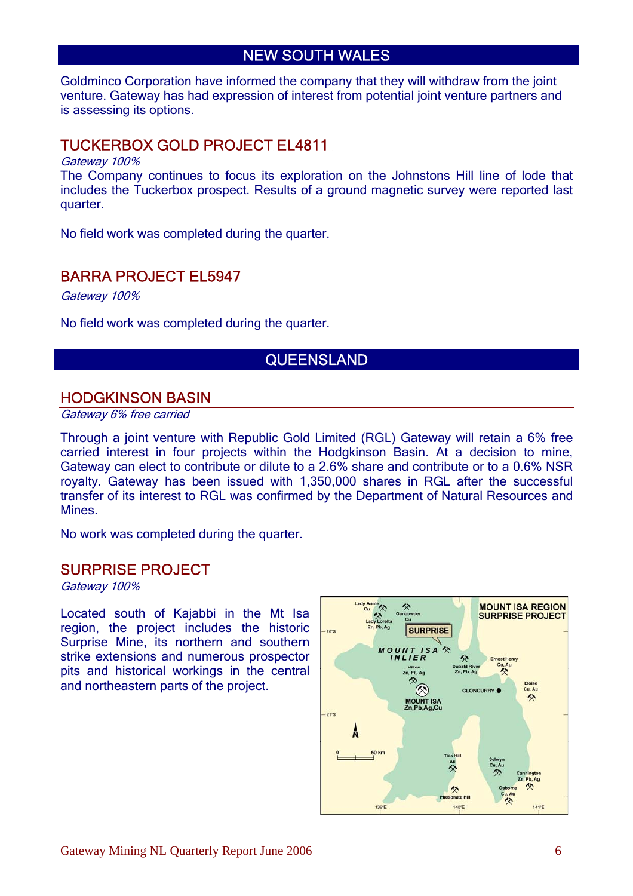# NEW SOUTH WALES

Goldminco Corporation have informed the company that they will withdraw from the joint venture. Gateway has had expression of interest from potential joint venture partners and is assessing its options.

## TUCKERBOX GOLD PROJECT EL4811

*Gateway 100%*

The Company continues to focus its exploration on the Johnstons Hill line of lode that includes the Tuckerbox prospect. Results of a ground magnetic survey were reported last quarter.

No field work was completed during the quarter.

## BARRA PROJECT EL5947

*Gateway 100%*

No field work was completed during the quarter.

# QUEENSLAND

## HODGKINSON BASIN

*Gateway 6% free carried*

Through a joint venture with Republic Gold Limited (RGL) Gateway will retain a 6% free carried interest in four projects within the Hodgkinson Basin. At a decision to mine, Gateway can elect to contribute or dilute to a 2.6% share and contribute or to a 0.6% NSR royalty. Gateway has been issued with 1,350,000 shares in RGL after the successful transfer of its interest to RGL was confirmed by the Department of Natural Resources and Mines.

No work was completed during the quarter.

## SURPRISE PROJECT

*Gateway 100%*

Located south of Kajabbi in the Mt Isa region, the project includes the historic Surprise Mine, its northern and southern strike extensions and numerous prospector pits and historical workings in the central and northeastern parts of the project.

MOUNT ISA REGION
SURPRISE PROJECT

SURPRISE

Lady Annie Cu
Gunpowder Cu
Lady Loretta Zn, Pb, Ag
MOUNT ISA INLIER
Hilton Zn, Pb, Ag
Dugald River Zn, Pb, Ag
Ernest Henry Cu, Au
Eloise Cu, Au
CLONCURRY
MOUNT ISA Zn,Pb,Ag,Cu
Tick Hill Au
Selwyn Cu, Au
Cannington Zn, Pb, Ag
Osborne Cu, Au
Phosphate Hill
20°S
21°S
0
50 km
139°E
140°E
141°E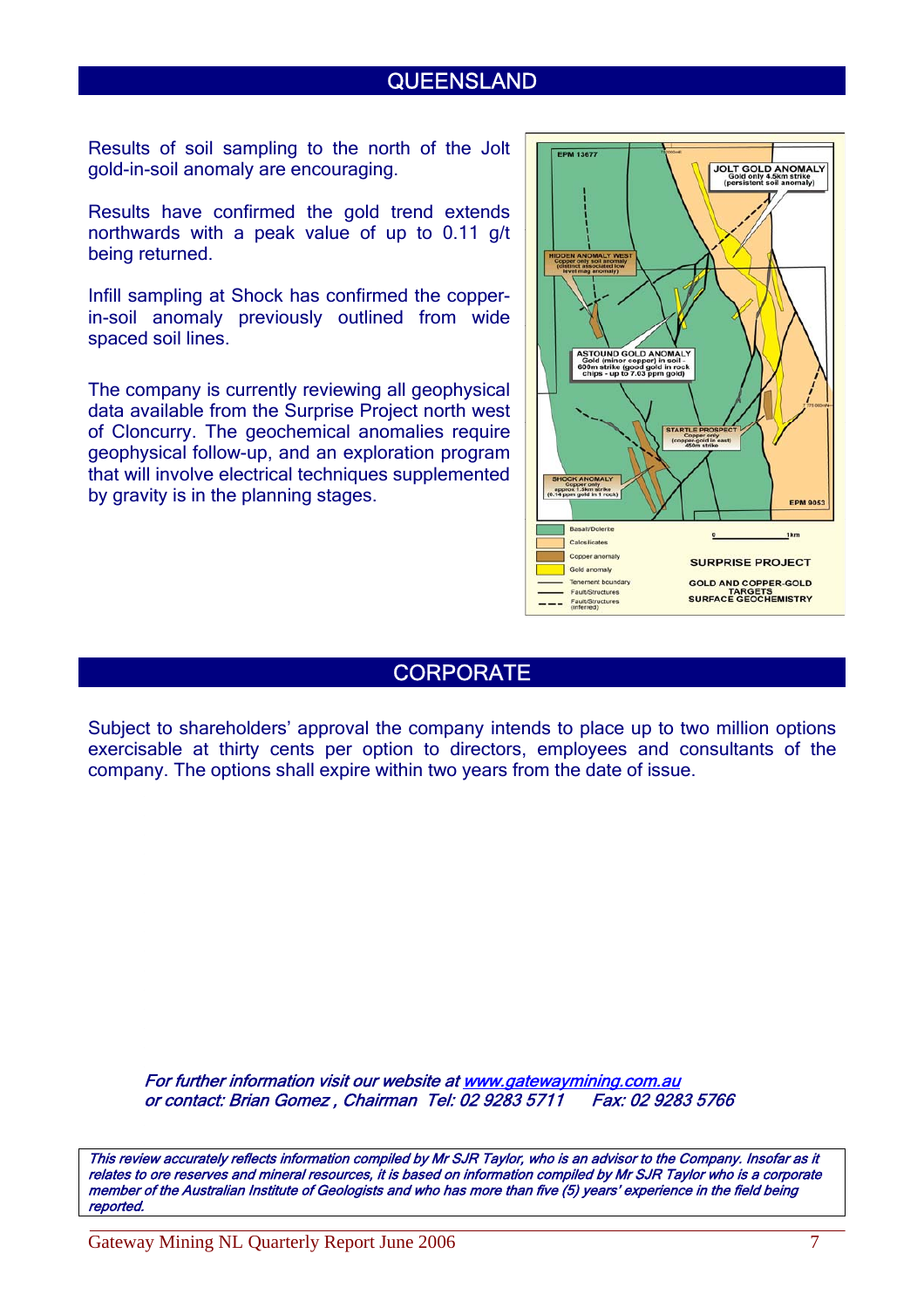## QUEENSLAND

Results of soil sampling to the north of the Jolt gold-in-soil anomaly are encouraging.

Results have confirmed the gold trend extends northwards with a peak value of up to 0.11 g/t being returned.

Infill sampling at Shock has confirmed the copper-in-soil anomaly previously outlined from wide spaced soil lines.

The company is currently reviewing all geophysical data available from the Surprise Project north west of Cloncurry. The geochemical anomalies require geophysical follow-up, and an exploration program that will involve electrical techniques supplemented by gravity is in the planning stages.

EPM 13677

JOLT GOLD ANOMALY
Gold only 4.5km strike
(persistent soil anomaly)

HIDDEN ANOMALY WEST
Copper only soil anomaly
(district associated low level mag anomaly)

ASTOUND GOLD ANOMALY
Gold (minor copper) in soil - 600m strike (good gold in rock chips - up to 7.03 ppm gold)

STARTLE PROSPECT
Copper only
(copper-gold in east)
450m strike

SHOCK ANOMALY
Copper only
approx 1.3km strike
(0.14 ppm gold in 1 rock)

EPM 9053

Basalt/Dolerite
Calcsilicates
Copper anomaly
Gold anomaly
Tenement boundary
Fault/Structures
Fault/Structures (inferred)

0 1km

SURPRISE PROJECT

GOLD AND COPPER-GOLD TARGETS
SURFACE GEOCHEMISTRY

## CORPORATE

Subject to shareholders' approval the company intends to place up to two million options exercisable at thirty cents per option to directors, employees and consultants of the company. The options shall expire within two years from the date of issue.

*For further information visit our website at www.gatewaymining.com.au*
*or contact: Brian Gomez , Chairman Tel: 02 9283 5711 Fax: 02 9283 5766*

*This review accurately reflects information compiled by Mr SJR Taylor, who is an advisor to the Company. Insofar as it relates to ore reserves and mineral resources, it is based on information compiled by Mr SJR Taylor who is a corporate member of the Australian Institute of Geologists and who has more than five (5) years' experience in the field being reported.*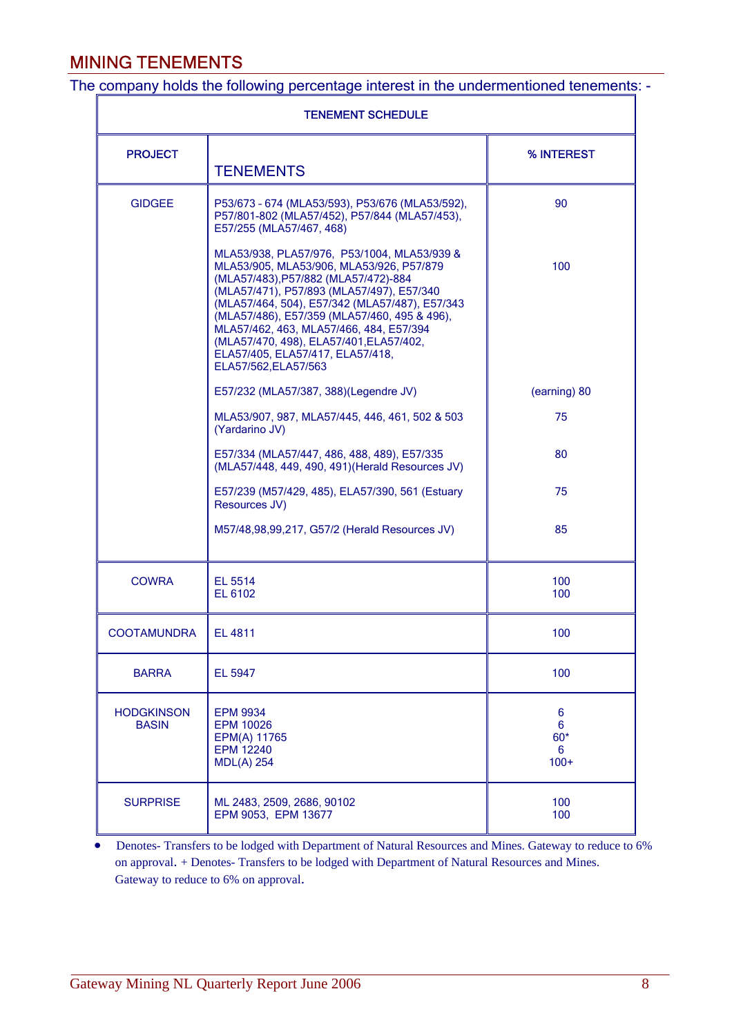## MINING TENEMENTS

The company holds the following percentage interest in the undermentioned tenements: -

| TENEMENT SCHEDULE | | |
|---|---|---|
| **PROJECT** | **TENEMENTS** | **% INTEREST** |
| GIDGEE | P53/673 - 674 (MLA53/593), P53/676 (MLA53/592), P57/801-802 (MLA57/452), P57/844 (MLA57/453), E57/255 (MLA57/467, 468) | 90 |
| | MLA53/938, PLA57/976, P53/1004, MLA53/939 & MLA53/905, MLA53/906, MLA53/926, P57/879 (MLA57/483),P57/882 (MLA57/472)-884 (MLA57/471), P57/893 (MLA57/497), E57/340 (MLA57/464, 504), E57/342 (MLA57/487), E57/343 (MLA57/486), E57/359 (MLA57/460, 495 & 496), MLA57/462, 463, MLA57/466, 484, E57/394 (MLA57/470, 498), ELA57/401,ELA57/402, ELA57/405, ELA57/417, ELA57/418, ELA57/562,ELA57/563 | 100 |
| | E57/232 (MLA57/387, 388)(Legendre JV) | (earning) 80 |
| | MLA53/907, 987, MLA57/445, 446, 461, 502 & 503 (Yardarino JV) | 75 |
| | E57/334 (MLA57/447, 486, 488, 489), E57/335 (MLA57/448, 449, 490, 491)(Herald Resources JV) | 80 |
| | E57/239 (M57/429, 485), ELA57/390, 561 (Estuary Resources JV) | 75 |
| | M57/48,98,99,217, G57/2 (Herald Resources JV) | 85 |
| COWRA | EL 5514<br>EL 6102 | 100<br>100 |
| COOTAMUNDRA | EL 4811 | 100 |
| BARRA | EL 5947 | 100 |
| HODGKINSON BASIN | EPM 9934<br>EPM 10026<br>EPM(A) 11765<br>EPM 12240<br>MDL(A) 254 | 6<br>6<br>60*<br>6<br>100+ |
| SURPRISE | ML 2483, 2509, 2686, 90102<br>EPM 9053, EPM 13677 | 100<br>100 |

- Denotes- Transfers to be lodged with Department of Natural Resources and Mines. Gateway to reduce to 6% on approval. + Denotes- Transfers to be lodged with Department of Natural Resources and Mines. Gateway to reduce to 6% on approval.